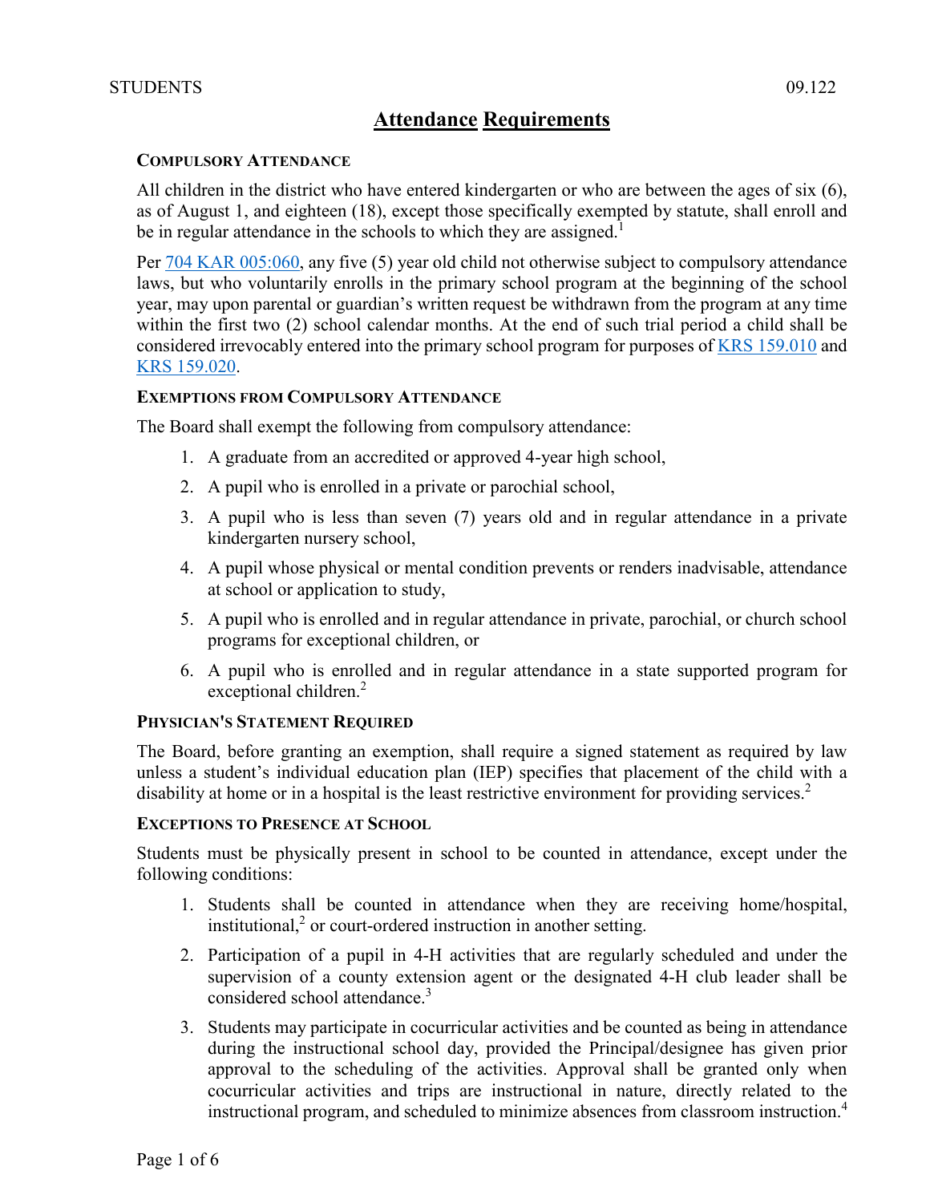# Attendance Requirements

## Compulsory Attendance

All children in the district who have entered kindergarten or who are between the ages of six (6), as of August 1, and eighteen (18), except those specifically exempted by statute, shall enroll and be in regular attendance in the schools to which they are assigned.[1]

Per 704 KAR 005:060, any five (5) year old child not otherwise subject to compulsory attendance laws, but who voluntarily enrolls in the primary school program at the beginning of the school year, may upon parental or guardian's written request be withdrawn from the program at any time within the first two (2) school calendar months. At the end of such trial period a child shall be considered irrevocably entered into the primary school program for purposes of KRS 159.010 and KRS 159.020.

### Exemptions from Compulsory Attendance

The Board shall exempt the following from compulsory attendance:

1. A graduate from an accredited or approved 4-year high school,
2. A pupil who is enrolled in a private or parochial school,
3. A pupil who is less than seven (7) years old and in regular attendance in a private kindergarten nursery school,
4. A pupil whose physical or mental condition prevents or renders inadvisable, attendance at school or application to study,
5. A pupil who is enrolled and in regular attendance in private, parochial, or church school programs for exceptional children, or
6. A pupil who is enrolled and in regular attendance in a state supported program for exceptional children.[2]

### Physician's Statement Required

The Board, before granting an exemption, shall require a signed statement as required by law unless a student's individual education plan (IEP) specifies that placement of the child with a disability at home or in a hospital is the least restrictive environment for providing services.[2]

### Exceptions to Presence at School

Students must be physically present in school to be counted in attendance, except under the following conditions:

1. Students shall be counted in attendance when they are receiving home/hospital, institutional,[2] or court-ordered instruction in another setting.
2. Participation of a pupil in 4-H activities that are regularly scheduled and under the supervision of a county extension agent or the designated 4-H club leader shall be considered school attendance.[3]
3. Students may participate in cocurricular activities and be counted as being in attendance during the instructional school day, provided the Principal/designee has given prior approval to the scheduling of the activities. Approval shall be granted only when cocurricular activities and trips are instructional in nature, directly related to the instructional program, and scheduled to minimize absences from classroom instruction.[4]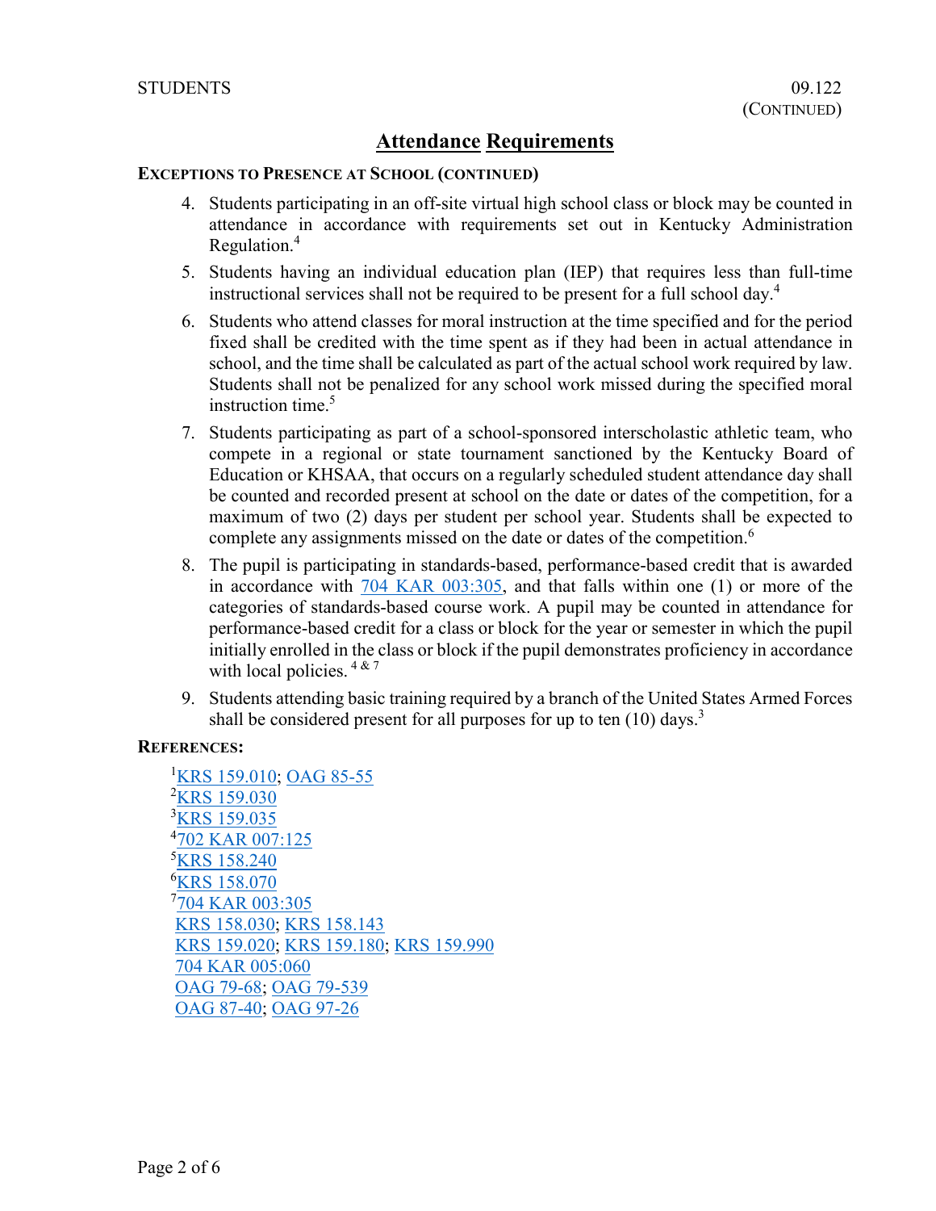## Attendance Requirements

**EXCEPTIONS TO PRESENCE AT SCHOOL (CONTINUED)**

4. Students participating in an off-site virtual high school class or block may be counted in attendance in accordance with requirements set out in Kentucky Administration Regulation.[4]
5. Students having an individual education plan (IEP) that requires less than full-time instructional services shall not be required to be present for a full school day.[4]
6. Students who attend classes for moral instruction at the time specified and for the period fixed shall be credited with the time spent as if they had been in actual attendance in school, and the time shall be calculated as part of the actual school work required by law. Students shall not be penalized for any school work missed during the specified moral instruction time.[5]
7. Students participating as part of a school-sponsored interscholastic athletic team, who compete in a regional or state tournament sanctioned by the Kentucky Board of Education or KHSAA, that occurs on a regularly scheduled student attendance day shall be counted and recorded present at school on the date or dates of the competition, for a maximum of two (2) days per student per school year. Students shall be expected to complete any assignments missed on the date or dates of the competition.[6]
8. The pupil is participating in standards-based, performance-based credit that is awarded in accordance with 704 KAR 003:305, and that falls within one (1) or more of the categories of standards-based course work. A pupil may be counted in attendance for performance-based credit for a class or block for the year or semester in which the pupil initially enrolled in the class or block if the pupil demonstrates proficiency in accordance with local policies.[4 & 7]
9. Students attending basic training required by a branch of the United States Armed Forces shall be considered present for all purposes for up to ten (10) days.[3]

**REFERENCES:**

[1]KRS 159.010; OAG 85-55
[2]KRS 159.030
[3]KRS 159.035
[4]702 KAR 007:125
[5]KRS 158.240
[6]KRS 158.070
[7]704 KAR 003:305
KRS 158.030; KRS 158.143
KRS 159.020; KRS 159.180; KRS 159.990
704 KAR 005:060
OAG 79-68; OAG 79-539
OAG 87-40; OAG 97-26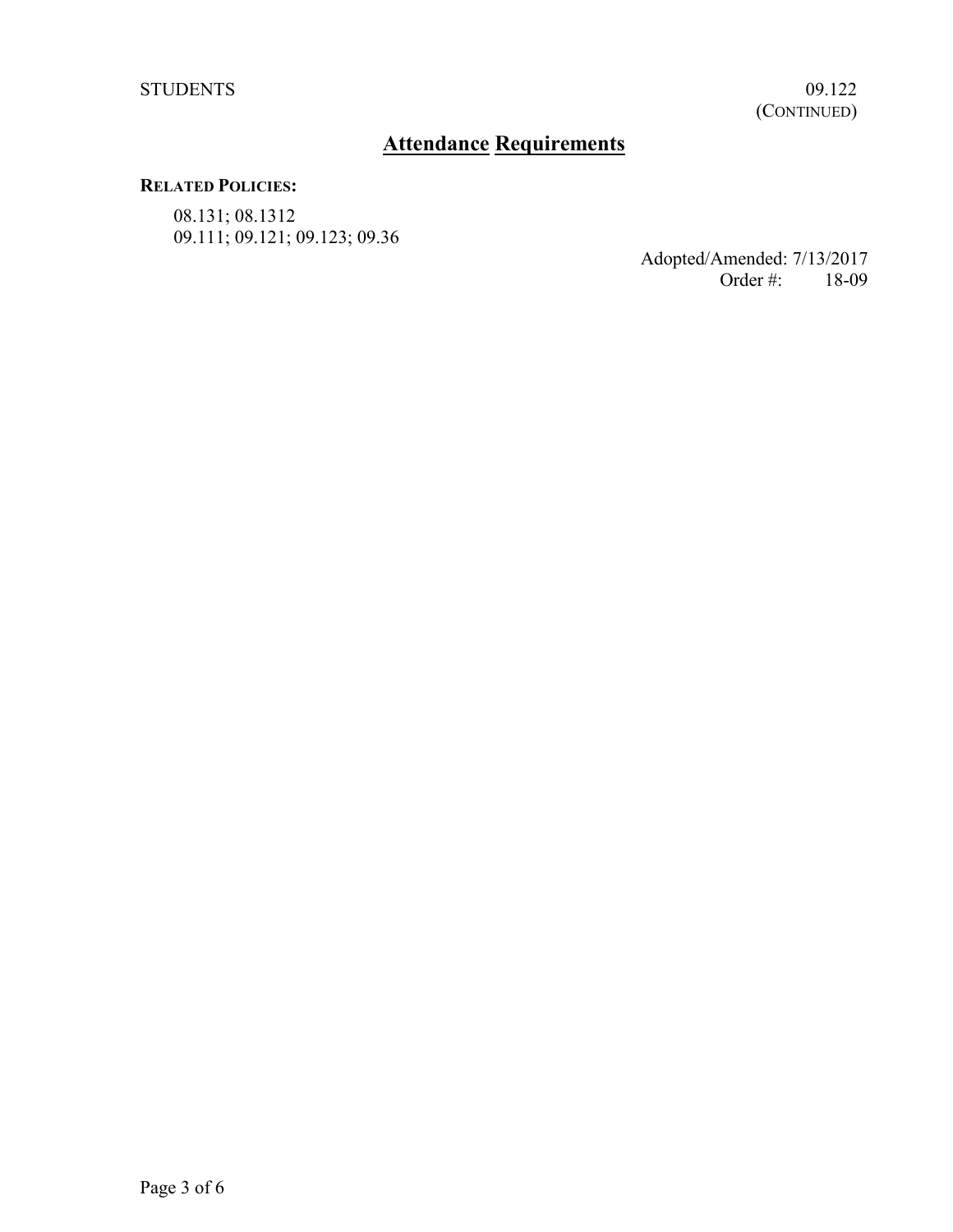## Attendance Requirements

**RELATED POLICIES:**

08.131; 08.1312
09.111; 09.121; 09.123; 09.36

Adopted/Amended: 7/13/2017
Order #: 18-09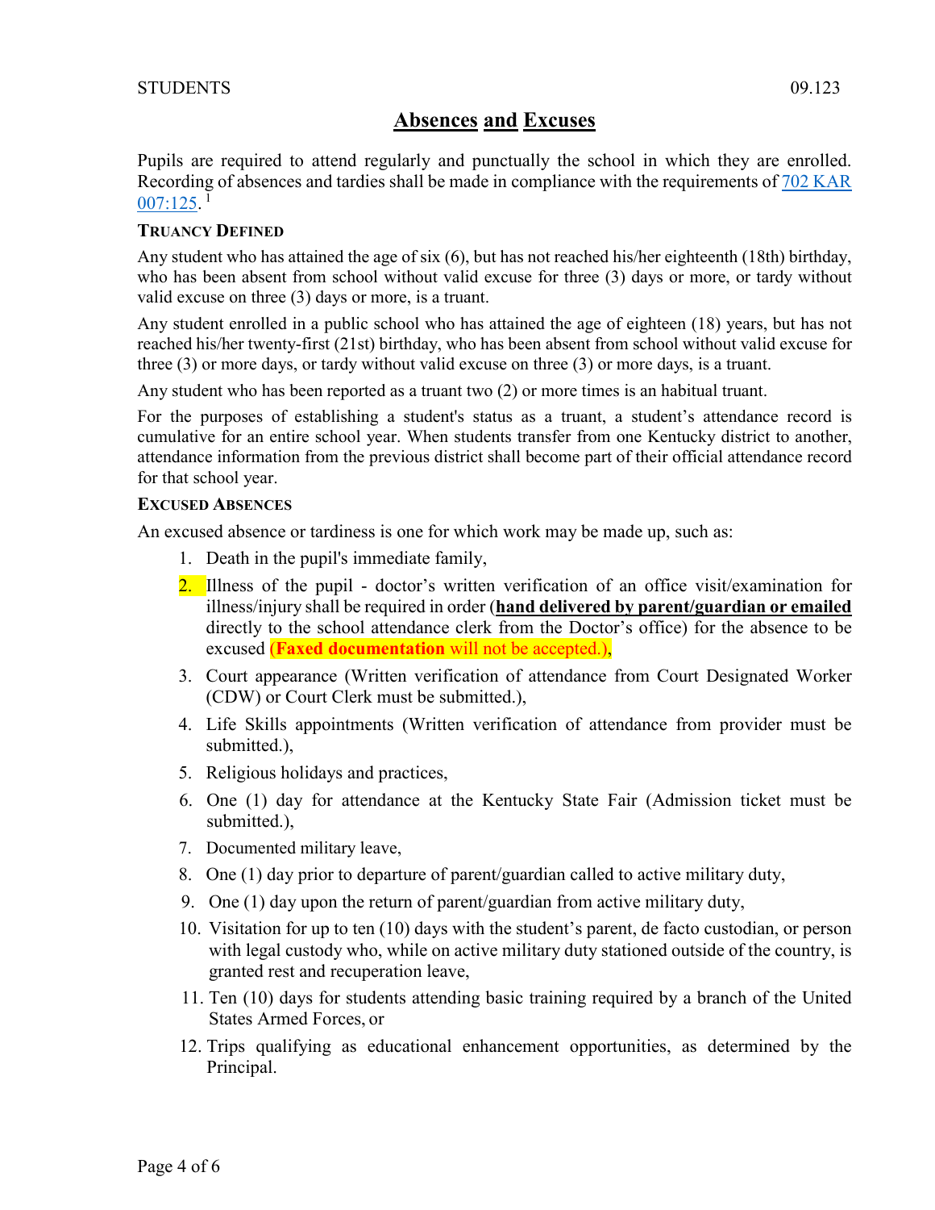STUDENTS 09.123

# Absences and Excuses

Pupils are required to attend regularly and punctually the school in which they are enrolled. Recording of absences and tardies shall be made in compliance with the requirements of 702 KAR 007:125. [1]

### TRUANCY DEFINED

Any student who has attained the age of six (6), but has not reached his/her eighteenth (18th) birthday, who has been absent from school without valid excuse for three (3) days or more, or tardy without valid excuse on three (3) days or more, is a truant.

Any student enrolled in a public school who has attained the age of eighteen (18) years, but has not reached his/her twenty-first (21st) birthday, who has been absent from school without valid excuse for three (3) or more days, or tardy without valid excuse on three (3) or more days, is a truant.

Any student who has been reported as a truant two (2) or more times is an habitual truant.

For the purposes of establishing a student's status as a truant, a student's attendance record is cumulative for an entire school year. When students transfer from one Kentucky district to another, attendance information from the previous district shall become part of their official attendance record for that school year.

### EXCUSED ABSENCES

An excused absence or tardiness is one for which work may be made up, such as:

1. Death in the pupil's immediate family,
2. Illness of the pupil - doctor's written verification of an office visit/examination for illness/injury shall be required in order (**hand delivered by parent/guardian or emailed** directly to the school attendance clerk from the Doctor's office) for the absence to be excused (**Faxed documentation** will not be accepted.),
3. Court appearance (Written verification of attendance from Court Designated Worker (CDW) or Court Clerk must be submitted.),
4. Life Skills appointments (Written verification of attendance from provider must be submitted.),
5. Religious holidays and practices,
6. One (1) day for attendance at the Kentucky State Fair (Admission ticket must be submitted.),
7. Documented military leave,
8. One (1) day prior to departure of parent/guardian called to active military duty,
9. One (1) day upon the return of parent/guardian from active military duty,
10. Visitation for up to ten (10) days with the student's parent, de facto custodian, or person with legal custody who, while on active military duty stationed outside of the country, is granted rest and recuperation leave,
11. Ten (10) days for students attending basic training required by a branch of the United States Armed Forces, or
12. Trips qualifying as educational enhancement opportunities, as determined by the Principal.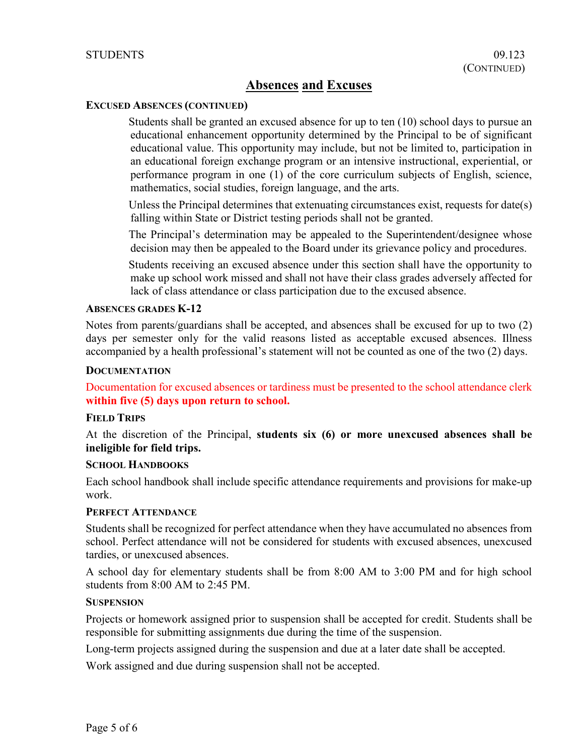## Absences and Excuses

### EXCUSED ABSENCES (CONTINUED)

Students shall be granted an excused absence for up to ten (10) school days to pursue an educational enhancement opportunity determined by the Principal to be of significant educational value. This opportunity may include, but not be limited to, participation in an educational foreign exchange program or an intensive instructional, experiential, or performance program in one (1) of the core curriculum subjects of English, science, mathematics, social studies, foreign language, and the arts.

Unless the Principal determines that extenuating circumstances exist, requests for date(s) falling within State or District testing periods shall not be granted.

The Principal's determination may be appealed to the Superintendent/designee whose decision may then be appealed to the Board under its grievance policy and procedures.

Students receiving an excused absence under this section shall have the opportunity to make up school work missed and shall not have their class grades adversely affected for lack of class attendance or class participation due to the excused absence.

### ABSENCES GRADES K-12

Notes from parents/guardians shall be accepted, and absences shall be excused for up to two (2) days per semester only for the valid reasons listed as acceptable excused absences. Illness accompanied by a health professional's statement will not be counted as one of the two (2) days.

### DOCUMENTATION

Documentation for excused absences or tardiness must be presented to the school attendance clerk **within five (5) days upon return to school.**

### FIELD TRIPS

At the discretion of the Principal, **students six (6) or more unexcused absences shall be ineligible for field trips.**

### SCHOOL HANDBOOKS

Each school handbook shall include specific attendance requirements and provisions for make-up work.

### PERFECT ATTENDANCE

Students shall be recognized for perfect attendance when they have accumulated no absences from school. Perfect attendance will not be considered for students with excused absences, unexcused tardies, or unexcused absences.

A school day for elementary students shall be from 8:00 AM to 3:00 PM and for high school students from 8:00 AM to 2:45 PM.

### SUSPENSION

Projects or homework assigned prior to suspension shall be accepted for credit. Students shall be responsible for submitting assignments due during the time of the suspension.

Long-term projects assigned during the suspension and due at a later date shall be accepted.

Work assigned and due during suspension shall not be accepted.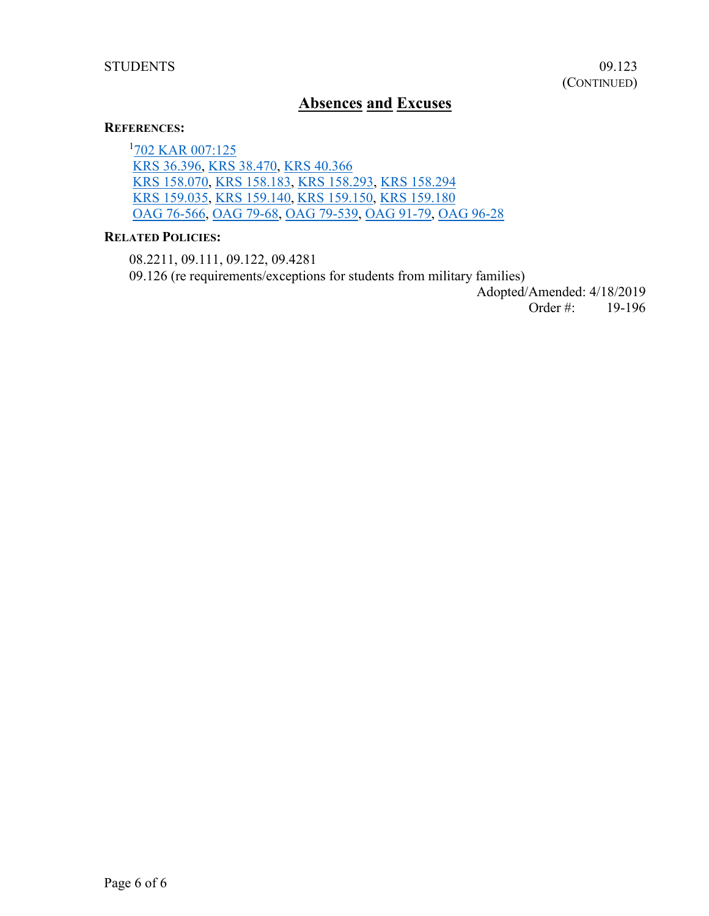## Absences and Excuses

**REFERENCES:**

[1]702 KAR 007:125
KRS 36.396, KRS 38.470, KRS 40.366
KRS 158.070, KRS 158.183, KRS 158.293, KRS 158.294
KRS 159.035, KRS 159.140, KRS 159.150, KRS 159.180
OAG 76-566, OAG 79-68, OAG 79-539, OAG 91-79, OAG 96-28

**RELATED POLICIES:**

08.2211, 09.111, 09.122, 09.4281
09.126 (re requirements/exceptions for students from military families)

Adopted/Amended: 4/18/2019
Order #: 19-196